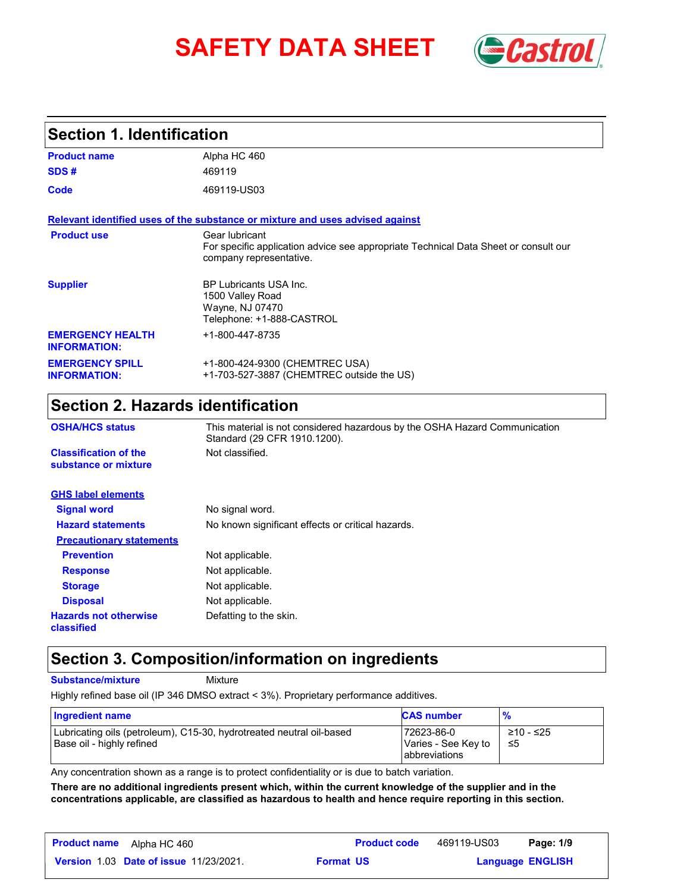# SAFETY DATA SHEET

## Section 1. Identification

| | |
|---|---|
| **Product name** | Alpha HC 460 |
| **SDS #** | 469119 |
| **Code** | 469119-US03 |

**Relevant identified uses of the substance or mixture and uses advised against**

| | |
|---|---|
| **Product use** | Gear lubricant<br>For specific application advice see appropriate Technical Data Sheet or consult our company representative. |
| **Supplier** | BP Lubricants USA Inc.<br>1500 Valley Road<br>Wayne, NJ 07470<br>Telephone: +1-888-CASTROL |
| **EMERGENCY HEALTH INFORMATION:** | +1-800-447-8735 |
| **EMERGENCY SPILL INFORMATION:** | +1-800-424-9300 (CHEMTREC USA)<br>+1-703-527-3887 (CHEMTREC outside the US) |

## Section 2. Hazards identification

| | |
|---|---|
| **OSHA/HCS status** | This material is not considered hazardous by the OSHA Hazard Communication Standard (29 CFR 1910.1200). |
| **Classification of the substance or mixture** | Not classified. |

**GHS label elements**

| | |
|---|---|
| **Signal word** | No signal word. |
| **Hazard statements** | No known significant effects or critical hazards. |

**Precautionary statements**

| | |
|---|---|
| **Prevention** | Not applicable. |
| **Response** | Not applicable. |
| **Storage** | Not applicable. |
| **Disposal** | Not applicable. |
| **Hazards not otherwise classified** | Defatting to the skin. |

## Section 3. Composition/information on ingredients

**Substance/mixture** Mixture

Highly refined base oil (IP 346 DMSO extract < 3%). Proprietary performance additives.

| Ingredient name | CAS number | % |
|---|---|---|
| Lubricating oils (petroleum), C15-30, hydrotreated neutral oil-based | 72623-86-0 | ≥10 - ≤25 |
| Base oil - highly refined | Varies - See Key to abbreviations | ≤5 |

Any concentration shown as a range is to protect confidentiality or is due to batch variation.

**There are no additional ingredients present which, within the current knowledge of the supplier and in the concentrations applicable, are classified as hazardous to health and hence require reporting in this section.**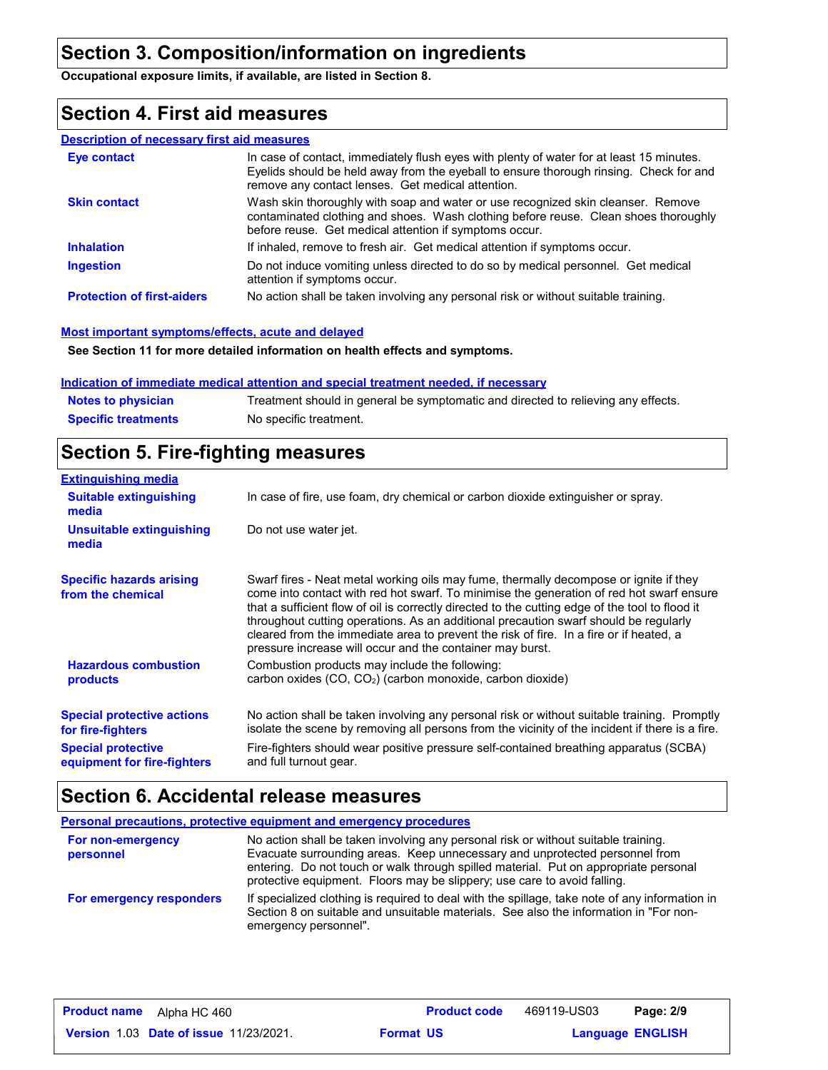## Section 3. Composition/information on ingredients

**Occupational exposure limits, if available, are listed in Section 8.**

## Section 4. First aid measures

### Description of necessary first aid measures

| | |
|---|---|
| **Eye contact** | In case of contact, immediately flush eyes with plenty of water for at least 15 minutes. Eyelids should be held away from the eyeball to ensure thorough rinsing. Check for and remove any contact lenses. Get medical attention. |
| **Skin contact** | Wash skin thoroughly with soap and water or use recognized skin cleanser. Remove contaminated clothing and shoes. Wash clothing before reuse. Clean shoes thoroughly before reuse. Get medical attention if symptoms occur. |
| **Inhalation** | If inhaled, remove to fresh air. Get medical attention if symptoms occur. |
| **Ingestion** | Do not induce vomiting unless directed to do so by medical personnel. Get medical attention if symptoms occur. |
| **Protection of first-aiders** | No action shall be taken involving any personal risk or without suitable training. |

### Most important symptoms/effects, acute and delayed

**See Section 11 for more detailed information on health effects and symptoms.**

### Indication of immediate medical attention and special treatment needed, if necessary

| | |
|---|---|
| **Notes to physician** | Treatment should in general be symptomatic and directed to relieving any effects. |
| **Specific treatments** | No specific treatment. |

## Section 5. Fire-fighting measures

### Extinguishing media

| | |
|---|---|
| **Suitable extinguishing media** | In case of fire, use foam, dry chemical or carbon dioxide extinguisher or spray. |
| **Unsuitable extinguishing media** | Do not use water jet. |

| | |
|---|---|
| **Specific hazards arising from the chemical** | Swarf fires - Neat metal working oils may fume, thermally decompose or ignite if they come into contact with red hot swarf. To minimise the generation of red hot swarf ensure that a sufficient flow of oil is correctly directed to the cutting edge of the tool to flood it throughout cutting operations. As an additional precaution swarf should be regularly cleared from the immediate area to prevent the risk of fire. In a fire or if heated, a pressure increase will occur and the container may burst. |
| **Hazardous combustion products** | Combustion products may include the following: carbon oxides ($CO$, $CO_2$) (carbon monoxide, carbon dioxide) |
| **Special protective actions for fire-fighters** | No action shall be taken involving any personal risk or without suitable training. Promptly isolate the scene by removing all persons from the vicinity of the incident if there is a fire. |
| **Special protective equipment for fire-fighters** | Fire-fighters should wear positive pressure self-contained breathing apparatus (SCBA) and full turnout gear. |

## Section 6. Accidental release measures

### Personal precautions, protective equipment and emergency procedures

| | |
|---|---|
| **For non-emergency personnel** | No action shall be taken involving any personal risk or without suitable training. Evacuate surrounding areas. Keep unnecessary and unprotected personnel from entering. Do not touch or walk through spilled material. Put on appropriate personal protective equipment. Floors may be slippery; use care to avoid falling. |
| **For emergency responders** | If specialized clothing is required to deal with the spillage, take note of any information in Section 8 on suitable and unsuitable materials. See also the information in "For non-emergency personnel". |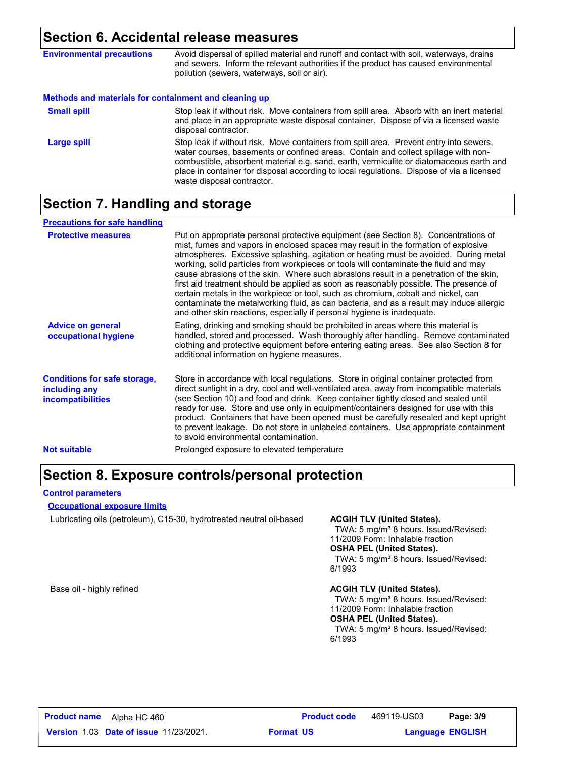## Section 6. Accidental release measures

**Environmental precautions**

Avoid dispersal of spilled material and runoff and contact with soil, waterways, drains and sewers. Inform the relevant authorities if the product has caused environmental pollution (sewers, waterways, soil or air).

### Methods and materials for containment and cleaning up

**Small spill**

Stop leak if without risk. Move containers from spill area. Absorb with an inert material and place in an appropriate waste disposal container. Dispose of via a licensed waste disposal contractor.

**Large spill**

Stop leak if without risk. Move containers from spill area. Prevent entry into sewers, water courses, basements or confined areas. Contain and collect spillage with non-combustible, absorbent material e.g. sand, earth, vermiculite or diatomaceous earth and place in container for disposal according to local regulations. Dispose of via a licensed waste disposal contractor.

## Section 7. Handling and storage

### Precautions for safe handling

**Protective measures**

Put on appropriate personal protective equipment (see Section 8). Concentrations of mist, fumes and vapors in enclosed spaces may result in the formation of explosive atmospheres. Excessive splashing, agitation or heating must be avoided. During metal working, solid particles from workpieces or tools will contaminate the fluid and may cause abrasions of the skin. Where such abrasions result in a penetration of the skin, first aid treatment should be applied as soon as reasonably possible. The presence of certain metals in the workpiece or tool, such as chromium, cobalt and nickel, can contaminate the metalworking fluid, as can bacteria, and as a result may induce allergic and other skin reactions, especially if personal hygiene is inadequate.

**Advice on general occupational hygiene**

Eating, drinking and smoking should be prohibited in areas where this material is handled, stored and processed. Wash thoroughly after handling. Remove contaminated clothing and protective equipment before entering eating areas. See also Section 8 for additional information on hygiene measures.

**Conditions for safe storage, including any incompatibilities**

Store in accordance with local regulations. Store in original container protected from direct sunlight in a dry, cool and well-ventilated area, away from incompatible materials (see Section 10) and food and drink. Keep container tightly closed and sealed until ready for use. Store and use only in equipment/containers designed for use with this product. Containers that have been opened must be carefully resealed and kept upright to prevent leakage. Do not store in unlabeled containers. Use appropriate containment to avoid environmental contamination.

**Not suitable**

Prolonged exposure to elevated temperature

## Section 8. Exposure controls/personal protection

### Control parameters

#### Occupational exposure limits

| Ingredient name | Exposure limits |
|---|---|
| Lubricating oils (petroleum), C15-30, hydrotreated neutral oil-based | **ACGIH TLV (United States).** TWA: 5 mg/m³ 8 hours. Issued/Revised: 11/2009 Form: Inhalable fraction<br>**OSHA PEL (United States).** TWA: 5 mg/m³ 8 hours. Issued/Revised: 6/1993 |
| Base oil - highly refined | **ACGIH TLV (United States).** TWA: 5 mg/m³ 8 hours. Issued/Revised: 11/2009 Form: Inhalable fraction<br>**OSHA PEL (United States).** TWA: 5 mg/m³ 8 hours. Issued/Revised: 6/1993 |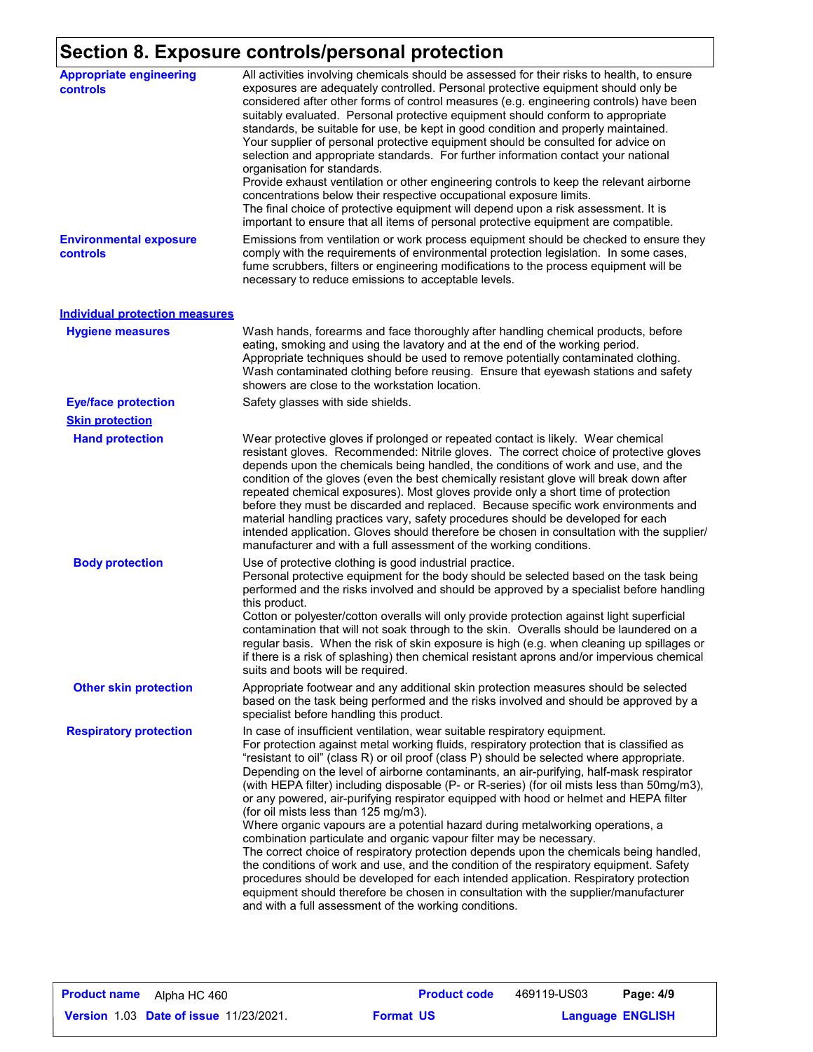## Section 8. Exposure controls/personal protection

**Appropriate engineering controls**

All activities involving chemicals should be assessed for their risks to health, to ensure exposures are adequately controlled. Personal protective equipment should only be considered after other forms of control measures (e.g. engineering controls) have been suitably evaluated. Personal protective equipment should conform to appropriate standards, be suitable for use, be kept in good condition and properly maintained. Your supplier of personal protective equipment should be consulted for advice on selection and appropriate standards. For further information contact your national organisation for standards.
Provide exhaust ventilation or other engineering controls to keep the relevant airborne concentrations below their respective occupational exposure limits.
The final choice of protective equipment will depend upon a risk assessment. It is important to ensure that all items of personal protective equipment are compatible.

**Environmental exposure controls**

Emissions from ventilation or work process equipment should be checked to ensure they comply with the requirements of environmental protection legislation. In some cases, fume scrubbers, filters or engineering modifications to the process equipment will be necessary to reduce emissions to acceptable levels.

### Individual protection measures

**Hygiene measures**

Wash hands, forearms and face thoroughly after handling chemical products, before eating, smoking and using the lavatory and at the end of the working period. Appropriate techniques should be used to remove potentially contaminated clothing. Wash contaminated clothing before reusing. Ensure that eyewash stations and safety showers are close to the workstation location.

**Eye/face protection**

Safety glasses with side shields.

**Skin protection**

**Hand protection**

Wear protective gloves if prolonged or repeated contact is likely. Wear chemical resistant gloves. Recommended: Nitrile gloves. The correct choice of protective gloves depends upon the chemicals being handled, the conditions of work and use, and the condition of the gloves (even the best chemically resistant glove will break down after repeated chemical exposures). Most gloves provide only a short time of protection before they must be discarded and replaced. Because specific work environments and material handling practices vary, safety procedures should be developed for each intended application. Gloves should therefore be chosen in consultation with the supplier/ manufacturer and with a full assessment of the working conditions.

**Body protection**

Use of protective clothing is good industrial practice.
Personal protective equipment for the body should be selected based on the task being performed and the risks involved and should be approved by a specialist before handling this product.
Cotton or polyester/cotton overalls will only provide protection against light superficial contamination that will not soak through to the skin. Overalls should be laundered on a regular basis. When the risk of skin exposure is high (e.g. when cleaning up spillages or if there is a risk of splashing) then chemical resistant aprons and/or impervious chemical suits and boots will be required.

**Other skin protection**

Appropriate footwear and any additional skin protection measures should be selected based on the task being performed and the risks involved and should be approved by a specialist before handling this product.

**Respiratory protection**

In case of insufficient ventilation, wear suitable respiratory equipment.
For protection against metal working fluids, respiratory protection that is classified as "resistant to oil" (class R) or oil proof (class P) should be selected where appropriate. Depending on the level of airborne contaminants, an air-purifying, half-mask respirator (with HEPA filter) including disposable (P- or R-series) (for oil mists less than 50mg/m3), or any powered, air-purifying respirator equipped with hood or helmet and HEPA filter (for oil mists less than 125 mg/m3).
Where organic vapours are a potential hazard during metalworking operations, a combination particulate and organic vapour filter may be necessary.
The correct choice of respiratory protection depends upon the chemicals being handled, the conditions of work and use, and the condition of the respiratory equipment. Safety procedures should be developed for each intended application. Respiratory protection equipment should therefore be chosen in consultation with the supplier/manufacturer and with a full assessment of the working conditions.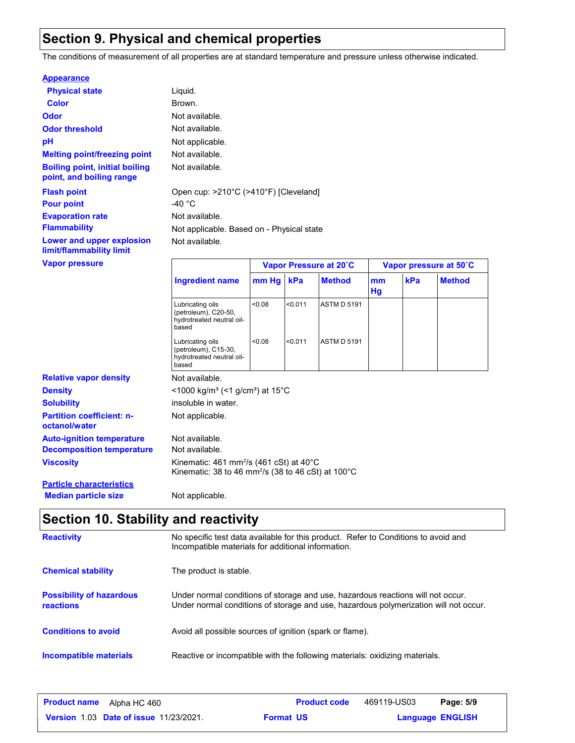## Section 9. Physical and chemical properties

The conditions of measurement of all properties are at standard temperature and pressure unless otherwise indicated.

**Appearance**

| | |
|---|---|
| **Physical state** | Liquid. |
| **Color** | Brown. |
| **Odor** | Not available. |
| **Odor threshold** | Not available. |
| **pH** | Not applicable. |
| **Melting point/freezing point** | Not available. |
| **Boiling point, initial boiling point, and boiling range** | Not available. |
| **Flash point** | Open cup: >210°C (>410°F) [Cleveland] |
| **Pour point** | -40 °C |
| **Evaporation rate** | Not available. |
| **Flammability** | Not applicable. Based on - Physical state |
| **Lower and upper explosion limit/flammability limit** | Not available. |

**Vapor pressure**

| Ingredient name | Vapor Pressure at 20˚C | | | Vapor pressure at 50˚C | | |
|---|---|---|---|---|---|---|
| | mm Hg | kPa | Method | mm Hg | kPa | Method |
| Lubricating oils (petroleum), C20-50, hydrotreated neutral oil-based | <0.08 | <0.011 | ASTM D 5191 | | | |
| Lubricating oils (petroleum), C15-30, hydrotreated neutral oil-based | <0.08 | <0.011 | ASTM D 5191 | | | |

| | |
|---|---|
| **Relative vapor density** | Not available. |
| **Density** | <1000 kg/m³ (<1 g/cm³) at 15°C |
| **Solubility** | insoluble in water. |
| **Partition coefficient: n-octanol/water** | Not applicable. |
| **Auto-ignition temperature** | Not available. |
| **Decomposition temperature** | Not available. |
| **Viscosity** | Kinematic: 461 mm²/s (461 cSt) at 40°C<br>Kinematic: 38 to 46 mm²/s (38 to 46 cSt) at 100°C |

**Particle characteristics**

| | |
|---|---|
| **Median particle size** | Not applicable. |

## Section 10. Stability and reactivity

| | |
|---|---|
| **Reactivity** | No specific test data available for this product. Refer to Conditions to avoid and Incompatible materials for additional information. |
| **Chemical stability** | The product is stable. |
| **Possibility of hazardous reactions** | Under normal conditions of storage and use, hazardous reactions will not occur.<br>Under normal conditions of storage and use, hazardous polymerization will not occur. |
| **Conditions to avoid** | Avoid all possible sources of ignition (spark or flame). |
| **Incompatible materials** | Reactive or incompatible with the following materials: oxidizing materials. |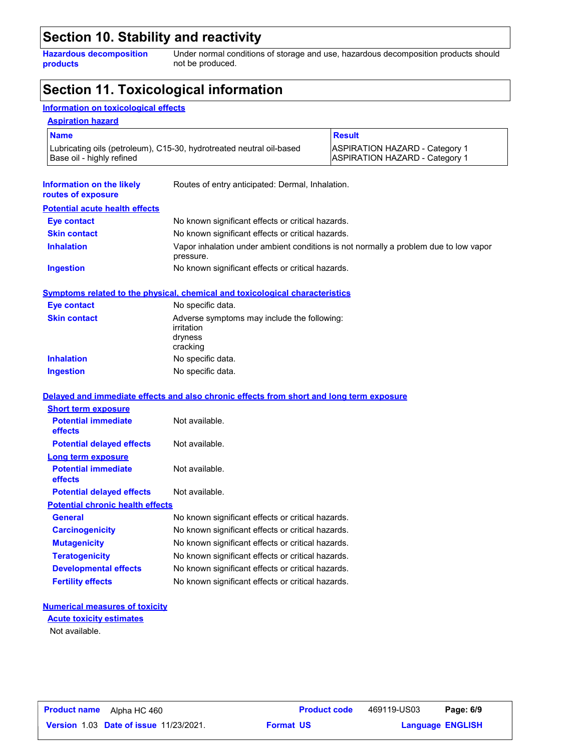## Section 10. Stability and reactivity

**Hazardous decomposition products**: Under normal conditions of storage and use, hazardous decomposition products should not be produced.

## Section 11. Toxicological information

### Information on toxicological effects

#### Aspiration hazard

| Name | Result |
|---|---|
| Lubricating oils (petroleum), C15-30, hydrotreated neutral oil-based | ASPIRATION HAZARD - Category 1 |
| Base oil - highly refined | ASPIRATION HAZARD - Category 1 |

**Information on the likely routes of exposure**: Routes of entry anticipated: Dermal, Inhalation.

#### Potential acute health effects

**Eye contact**: No known significant effects or critical hazards.

**Skin contact**: No known significant effects or critical hazards.

**Inhalation**: Vapor inhalation under ambient conditions is not normally a problem due to low vapor pressure.

**Ingestion**: No known significant effects or critical hazards.

#### Symptoms related to the physical, chemical and toxicological characteristics

**Eye contact**: No specific data.

**Skin contact**: Adverse symptoms may include the following:
irritation
dryness
cracking

**Inhalation**: No specific data.

**Ingestion**: No specific data.

#### Delayed and immediate effects and also chronic effects from short and long term exposure

**Short term exposure**

**Potential immediate effects**: Not available.

**Potential delayed effects**: Not available.

**Long term exposure**

**Potential immediate effects**: Not available.

**Potential delayed effects**: Not available.

**Potential chronic health effects**

**General**: No known significant effects or critical hazards.

**Carcinogenicity**: No known significant effects or critical hazards.

**Mutagenicity**: No known significant effects or critical hazards.

**Teratogenicity**: No known significant effects or critical hazards.

**Developmental effects**: No known significant effects or critical hazards.

**Fertility effects**: No known significant effects or critical hazards.

#### Numerical measures of toxicity

**Acute toxicity estimates**

Not available.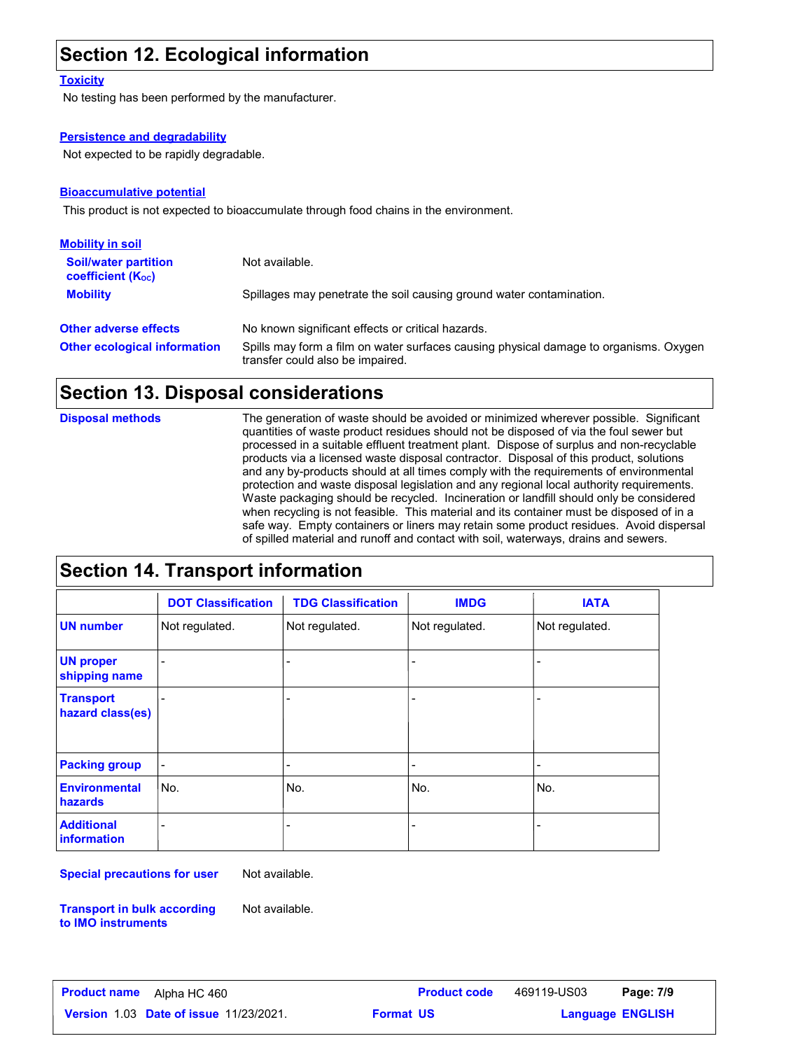## Section 12. Ecological information

### Toxicity

No testing has been performed by the manufacturer.

### Persistence and degradability

Not expected to be rapidly degradable.

### Bioaccumulative potential

This product is not expected to bioaccumulate through food chains in the environment.

### Mobility in soil

**Soil/water partition coefficient ($K_{OC}$)**: Not available.

**Mobility**: Spillages may penetrate the soil causing ground water contamination.

**Other adverse effects**: No known significant effects or critical hazards.

**Other ecological information**: Spills may form a film on water surfaces causing physical damage to organisms. Oxygen transfer could also be impaired.

## Section 13. Disposal considerations

**Disposal methods**: The generation of waste should be avoided or minimized wherever possible. Significant quantities of waste product residues should not be disposed of via the foul sewer but processed in a suitable effluent treatment plant. Dispose of surplus and non-recyclable products via a licensed waste disposal contractor. Disposal of this product, solutions and any by-products should at all times comply with the requirements of environmental protection and waste disposal legislation and any regional local authority requirements. Waste packaging should be recycled. Incineration or landfill should only be considered when recycling is not feasible. This material and its container must be disposed of in a safe way. Empty containers or liners may retain some product residues. Avoid dispersal of spilled material and runoff and contact with soil, waterways, drains and sewers.

## Section 14. Transport information

| | DOT Classification | TDG Classification | IMDG | IATA |
|---|---|---|---|---|
| UN number | Not regulated. | Not regulated. | Not regulated. | Not regulated. |
| UN proper shipping name | - | - | - | - |
| Transport hazard class(es) | - | - | - | - |
| Packing group | - | - | - | - |
| Environmental hazards | No. | No. | No. | No. |
| Additional information | - | - | - | - |

**Special precautions for user**: Not available.

**Transport in bulk according to IMO instruments**: Not available.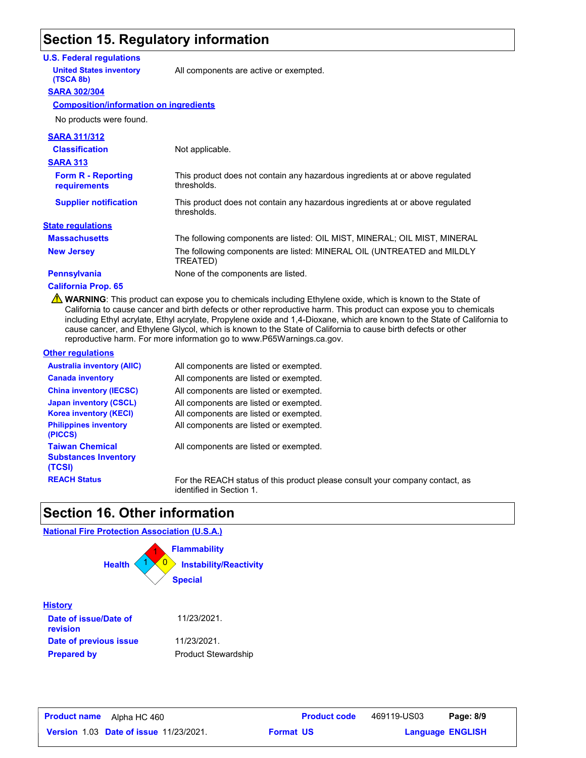# Section 15. Regulatory information

## U.S. Federal regulations

**United States inventory (TSCA 8b)**: All components are active or exempted.

### SARA 302/304

**Composition/information on ingredients**

No products were found.

### SARA 311/312

**Classification**: Not applicable.

### SARA 313

**Form R - Reporting requirements**: This product does not contain any hazardous ingredients at or above regulated thresholds.

**Supplier notification**: This product does not contain any hazardous ingredients at or above regulated thresholds.

## State regulations

**Massachusetts**: The following components are listed: OIL MIST, MINERAL; OIL MIST, MINERAL

**New Jersey**: The following components are listed: MINERAL OIL (UNTREATED and MILDLY TREATED)

**Pennsylvania**: None of the components are listed.

**California Prop. 65**

⚠ **WARNING**: This product can expose you to chemicals including Ethylene oxide, which is known to the State of California to cause cancer and birth defects or other reproductive harm. This product can expose you to chemicals including Ethyl acrylate, Ethyl acrylate, Propylene oxide and 1,4-Dioxane, which are known to the State of California to cause cancer, and Ethylene Glycol, which is known to the State of California to cause birth defects or other reproductive harm. For more information go to www.P65Warnings.ca.gov.

## Other regulations

**Australia inventory (AIIC)**: All components are listed or exempted.

**Canada inventory**: All components are listed or exempted.

**China inventory (IECSC)**: All components are listed or exempted.

**Japan inventory (CSCL)**: All components are listed or exempted.

**Korea inventory (KECI)**: All components are listed or exempted.

**Philippines inventory (PICCS)**: All components are listed or exempted.

**Taiwan Chemical Substances Inventory (TCSI)**: All components are listed or exempted.

**REACH Status**: For the REACH status of this product please consult your company contact, as identified in Section 1.

# Section 16. Other information

## National Fire Protection Association (U.S.A.)

- Health: 1
- Flammability: 1
- Instability/Reactivity: 0
- Special:

## History

**Date of issue/Date of revision**: 11/23/2021.

**Date of previous issue**: 11/23/2021.

**Prepared by**: Product Stewardship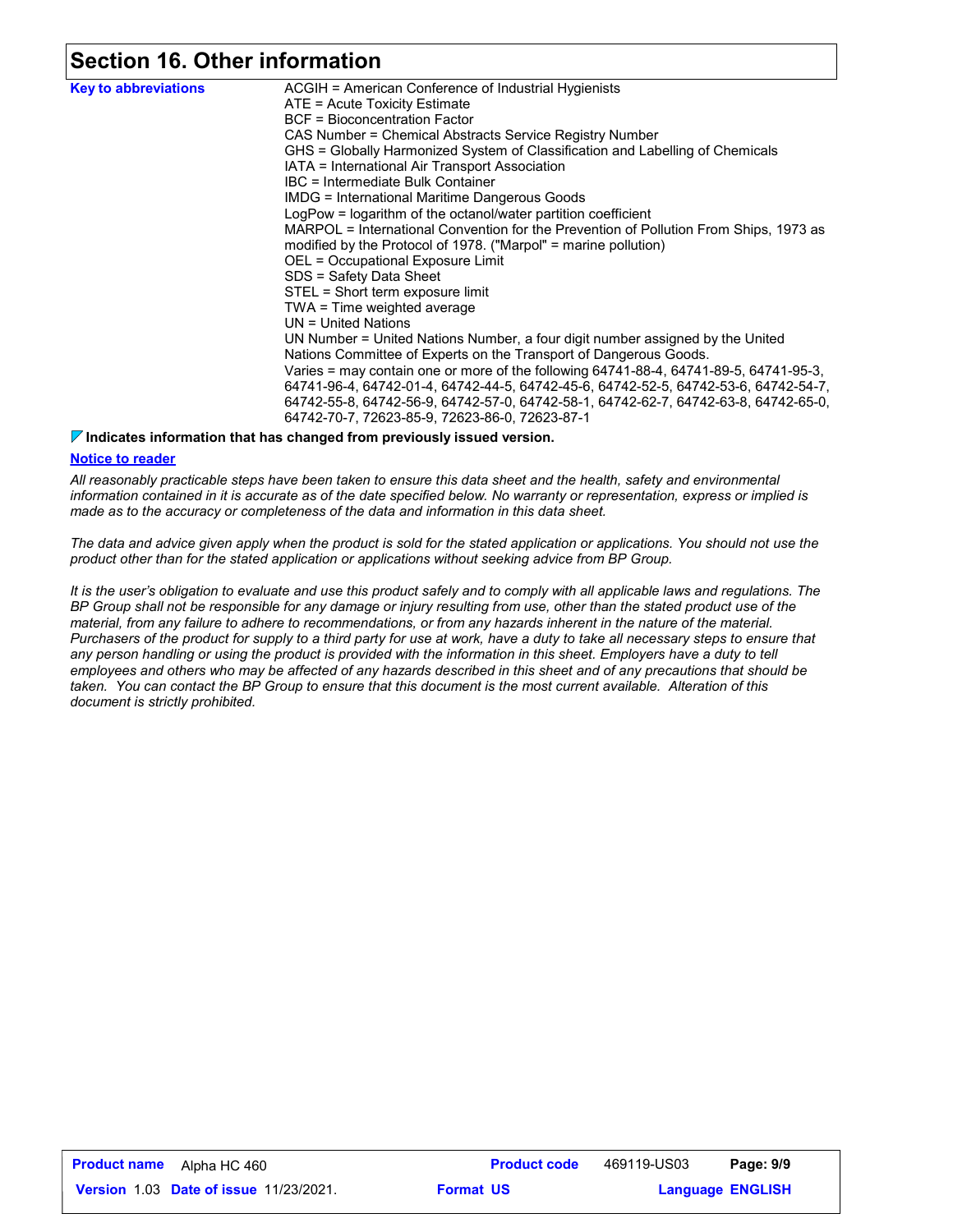# Section 16. Other information

**Key to abbreviations**

ACGIH = American Conference of Industrial Hygienists
ATE = Acute Toxicity Estimate
BCF = Bioconcentration Factor
CAS Number = Chemical Abstracts Service Registry Number
GHS = Globally Harmonized System of Classification and Labelling of Chemicals
IATA = International Air Transport Association
IBC = Intermediate Bulk Container
IMDG = International Maritime Dangerous Goods
LogPow = logarithm of the octanol/water partition coefficient
MARPOL = International Convention for the Prevention of Pollution From Ships, 1973 as modified by the Protocol of 1978. ("Marpol" = marine pollution)
OEL = Occupational Exposure Limit
SDS = Safety Data Sheet
STEL = Short term exposure limit
TWA = Time weighted average
UN = United Nations
UN Number = United Nations Number, a four digit number assigned by the United Nations Committee of Experts on the Transport of Dangerous Goods.
Varies = may contain one or more of the following 64741-88-4, 64741-89-5, 64741-95-3, 64741-96-4, 64742-01-4, 64742-44-5, 64742-45-6, 64742-52-5, 64742-53-6, 64742-54-7, 64742-55-8, 64742-56-9, 64742-57-0, 64742-58-1, 64742-62-7, 64742-63-8, 64742-65-0, 64742-70-7, 72623-85-9, 72623-86-0, 72623-87-1

**Indicates information that has changed from previously issued version.**

**Notice to reader**

*All reasonably practicable steps have been taken to ensure this data sheet and the health, safety and environmental information contained in it is accurate as of the date specified below. No warranty or representation, express or implied is made as to the accuracy or completeness of the data and information in this data sheet.*

*The data and advice given apply when the product is sold for the stated application or applications. You should not use the product other than for the stated application or applications without seeking advice from BP Group.*

*It is the user's obligation to evaluate and use this product safely and to comply with all applicable laws and regulations. The BP Group shall not be responsible for any damage or injury resulting from use, other than the stated product use of the material, from any failure to adhere to recommendations, or from any hazards inherent in the nature of the material. Purchasers of the product for supply to a third party for use at work, have a duty to take all necessary steps to ensure that any person handling or using the product is provided with the information in this sheet. Employers have a duty to tell employees and others who may be affected of any hazards described in this sheet and of any precautions that should be taken. You can contact the BP Group to ensure that this document is the most current available. Alteration of this document is strictly prohibited.*

| | | | | |
|---|---|---|---|---|
| **Product name** Alpha HC 460 | | **Product code** | 469119-US03 | **Page: 9/9** |
| **Version** 1.03 | **Date of issue** 11/23/2021. | **Format US** | | **Language ENGLISH** |